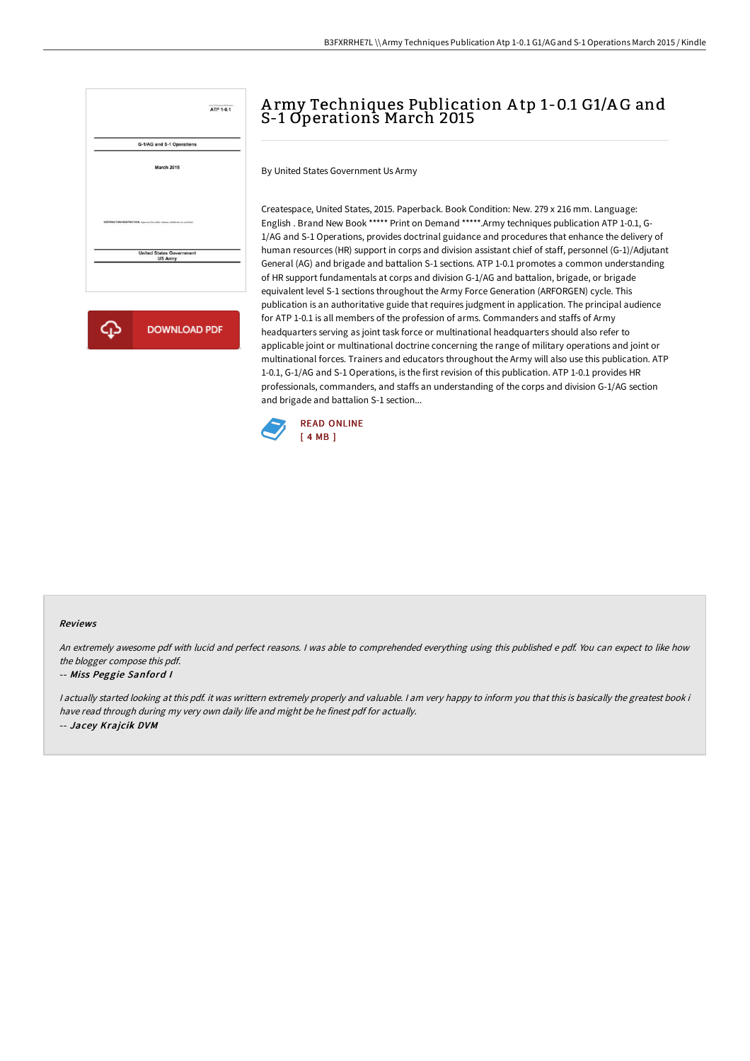# Army Techniques Publication Atp 1-0.1 G1/AG and S-1 Operations March 2015

By United States Government Us Army

Createspace, United States, 2015. Paperback. Book Condition: New. 279 x 216 mm. Language: English . Brand New Book ***** Print on Demand *****.Army techniques publication ATP 1-0.1, G-1/AG and S-1 Operations, provides doctrinal guidance and procedures that enhance the delivery of human resources (HR) support in corps and division assistant chief of staff, personnel (G-1)/Adjutant General (AG) and brigade and battalion S-1 sections. ATP 1-0.1 promotes a common understanding of HR support fundamentals at corps and division G-1/AG and battalion, brigade, or brigade equivalent level S-1 sections throughout the Army Force Generation (ARFORGEN) cycle. This publication is an authoritative guide that requires judgment in application. The principal audience for ATP 1-0.1 is all members of the profession of arms. Commanders and staffs of Army headquarters serving as joint task force or multinational headquarters should also refer to applicable joint or multinational doctrine concerning the range of military operations and joint or multinational forces. Trainers and educators throughout the Army will also use this publication. ATP 1-0.1, G-1/AG and S-1 Operations, is the first revision of this publication. ATP 1-0.1 provides HR professionals, commanders, and staffs an understanding of the corps and division G-1/AG section and brigade and battalion S-1 section...

READ ONLINE
[ 4 MB ]

### Reviews

*An extremely awesome pdf with lucid and perfect reasons. I was able to comprehended everything using this published e pdf. You can expect to like how the blogger compose this pdf.*

-- *Miss Peggie Sanford I*

*I actually started looking at this pdf. it was writtern extremely properly and valuable. I am very happy to inform you that this is basically the greatest book i have read through during my very own daily life and might be he finest pdf for actually.*

-- *Jacey Krajcik DVM*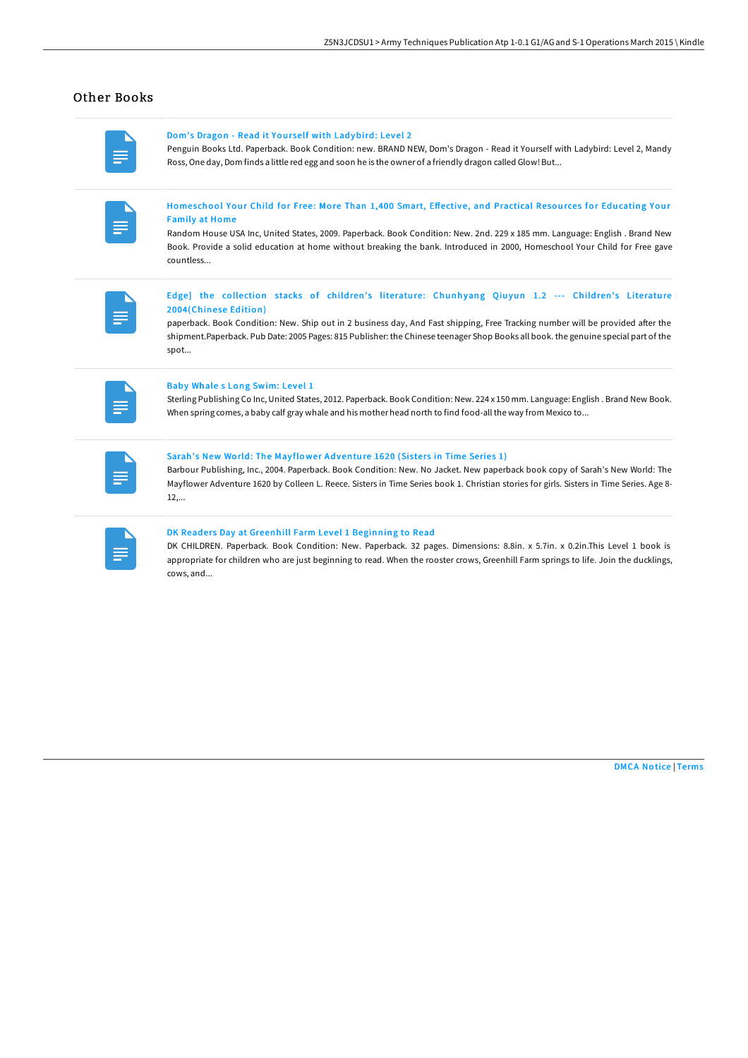## Other Books

### Dom's Dragon - Read it Yourself with Ladybird: Level 2

Penguin Books Ltd. Paperback. Book Condition: new. BRAND NEW, Dom's Dragon - Read it Yourself with Ladybird: Level 2, Mandy Ross, One day, Dom finds a little red egg and soon he is the owner of a friendly dragon called Glow! But...

### Homeschool Your Child for Free: More Than 1,400 Smart, Effective, and Practical Resources for Educating Your Family at Home

Random House USA Inc, United States, 2009. Paperback. Book Condition: New. 2nd. 229 x 185 mm. Language: English . Brand New Book. Provide a solid education at home without breaking the bank. Introduced in 2000, Homeschool Your Child for Free gave countless...

### Edge] the collection stacks of children's literature: Chunhyang Qiuyun 1.2 --- Children's Literature 2004(Chinese Edition)

paperback. Book Condition: New. Ship out in 2 business day, And Fast shipping, Free Tracking number will be provided after the shipment.Paperback. Pub Date: 2005 Pages: 815 Publisher: the Chinese teenager Shop Books all book. the genuine special part of the spot...

### Baby Whale s Long Swim: Level 1

Sterling Publishing Co Inc, United States, 2012. Paperback. Book Condition: New. 224 x 150 mm. Language: English . Brand New Book. When spring comes, a baby calf gray whale and his mother head north to find food-all the way from Mexico to...

### Sarah's New World: The Mayflower Adventure 1620 (Sisters in Time Series 1)

Barbour Publishing, Inc., 2004. Paperback. Book Condition: New. No Jacket. New paperback book copy of Sarah's New World: The Mayflower Adventure 1620 by Colleen L. Reece. Sisters in Time Series book 1. Christian stories for girls. Sisters in Time Series. Age 8-12,...

### DK Readers Day at Greenhill Farm Level 1 Beginning to Read

DK CHILDREN. Paperback. Book Condition: New. Paperback. 32 pages. Dimensions: 8.8in. x 5.7in. x 0.2in.This Level 1 book is appropriate for children who are just beginning to read. When the rooster crows, Greenhill Farm springs to life. Join the ducklings, cows, and...